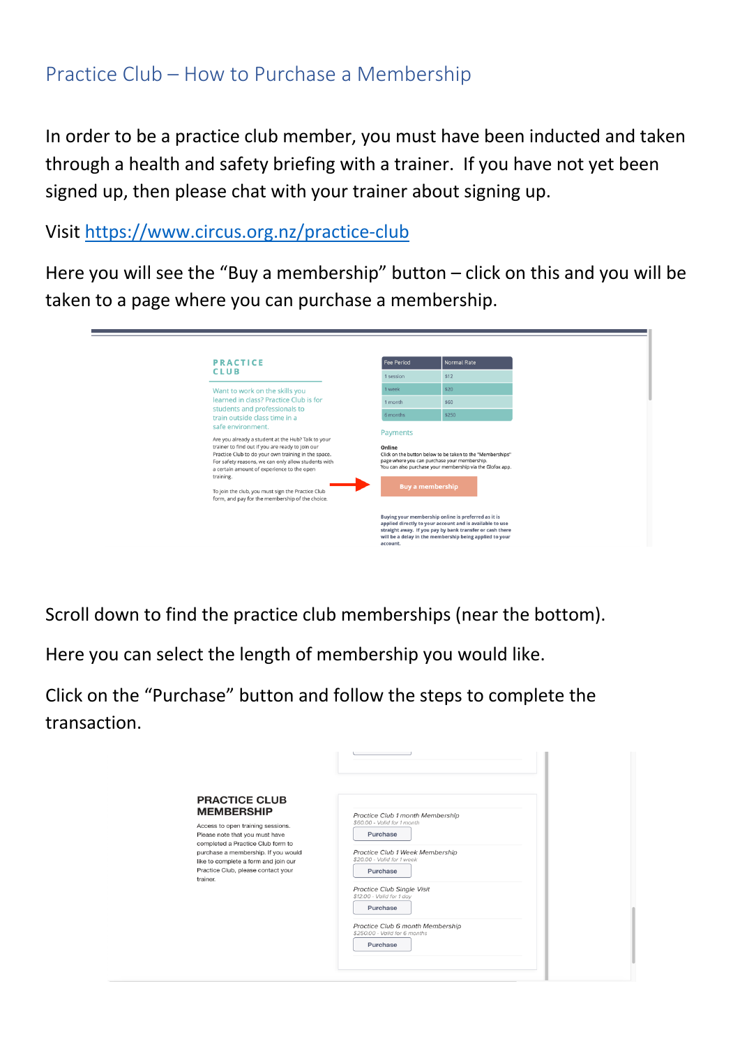## Practice Club – How to Purchase a Membership

In order to be a practice club member, you must have been inducted and taken through a health and safety briefing with a trainer. If you have not yet been signed up, then please chat with your trainer about signing up.

Visit https://www.circus.org.nz/practice-club

Here you will see the "Buy a membership" button – click on this and you will be taken to a page where you can purchase a membership.

**PRACTICE CLUB**

Want to work on the skills you learned in class? Practice Club is for students and professionals to train outside class time in a safe environment.

Are you already a student at the Hub? Talk to your trainer to find out if you are ready to join our Practice Club to do your own training in the space. For safety reasons, we can only allow students with a certain amount of experience to the open training.

To join the club, you must sign the Practice Club form, and pay for the membership of the choice.

| Fee Period | Normal Rate |
|---|---|
| 1 session | $12 |
| 1 week | $20 |
| 1 month | $60 |
| 6 months | $250 |

Payments

**Online**
Click on the button below to be taken to the "Memberships" page where you can purchase your membership.
You can also purchase your membership via the Glofox app.

Buy a membership

**Buying your membership online is preferred as it is applied directly to your account and is available to use straight away. If you pay by bank transfer or cash there will be a delay in the membership being applied to your account.**

Scroll down to find the practice club memberships (near the bottom).

Here you can select the length of membership you would like.

Click on the "Purchase" button and follow the steps to complete the transaction.

**PRACTICE CLUB MEMBERSHIP**

Access to open training sessions. Please note that you must have completed a Practice Club form to purchase a membership. If you would like to complete a form and join our Practice Club, please contact your trainer.

*Practice Club 1 month Membership*
*$60.00 - Valid for 1 month*
Purchase

*Practice Club 1 Week Membership*
*$20.00 - Valid for 1 week*
Purchase

*Practice Club Single Visit*
*$12.00 - Valid for 1 day*
Purchase

*Practice Club 6 month Membership*
*$250.00 - Valid for 6 months*
Purchase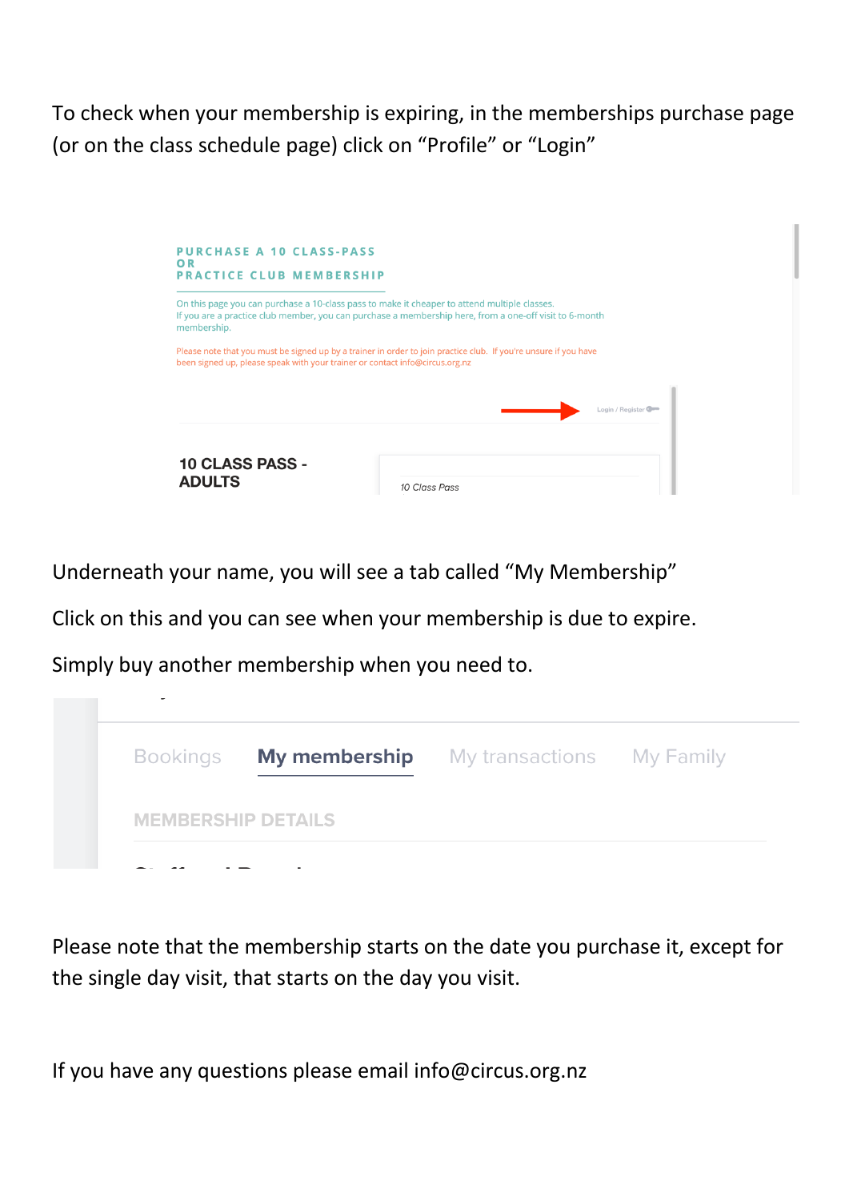To check when your membership is expiring, in the memberships purchase page (or on the class schedule page) click on "Profile" or "Login"

PURCHASE A 10 CLASS-PASS
OR
PRACTICE CLUB MEMBERSHIP

On this page you can purchase a 10-class pass to make it cheaper to attend multiple classes.
If you are a practice club member, you can purchase a membership here, from a one-off visit to 6-month membership.

Please note that you must be signed up by a trainer in order to join practice club. If you're unsure if you have been signed up, please speak with your trainer or contact info@circus.org.nz

Login / Register

10 CLASS PASS - ADULTS

10 Class Pass

Underneath your name, you will see a tab called "My Membership"

Click on this and you can see when your membership is due to expire.

Simply buy another membership when you need to.

Bookings | My membership | My transactions | My Family

MEMBERSHIP DETAILS

Please note that the membership starts on the date you purchase it, except for the single day visit, that starts on the day you visit.

If you have any questions please email info@circus.org.nz